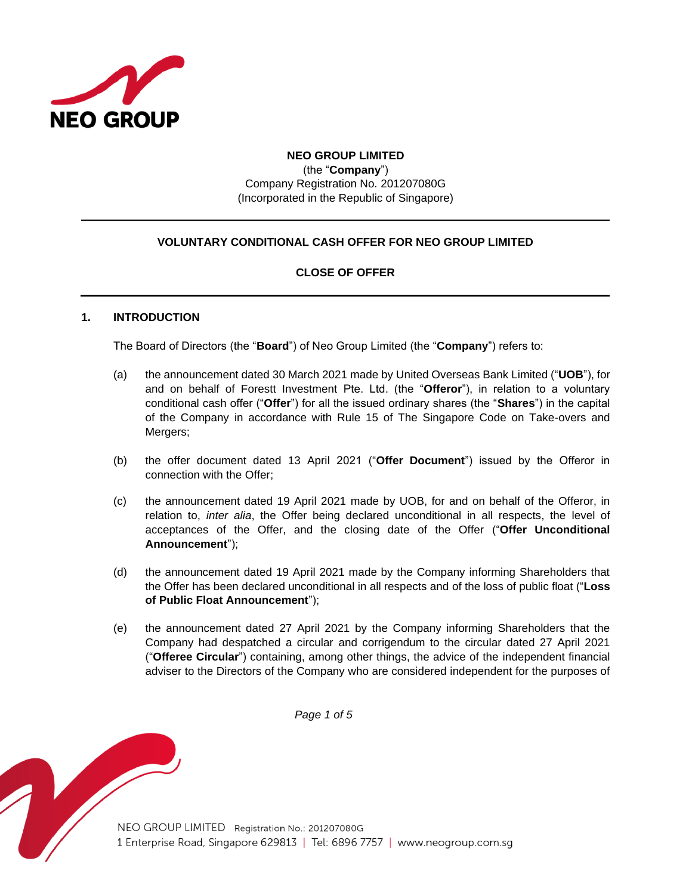**NEO GROUP LIMITED**
(the "**Company**")
Company Registration No. 201207080G
(Incorporated in the Republic of Singapore)

---

**VOLUNTARY CONDITIONAL CASH OFFER FOR NEO GROUP LIMITED**

**CLOSE OF OFFER**

---

## 1. INTRODUCTION

The Board of Directors (the "**Board**") of Neo Group Limited (the "**Company**") refers to:

(a) the announcement dated 30 March 2021 made by United Overseas Bank Limited ("**UOB**"), for and on behalf of Forestt Investment Pte. Ltd. (the "**Offeror**"), in relation to a voluntary conditional cash offer ("**Offer**") for all the issued ordinary shares (the "**Shares**") in the capital of the Company in accordance with Rule 15 of The Singapore Code on Take-overs and Mergers;

(b) the offer document dated 13 April 2021 ("**Offer Document**") issued by the Offeror in connection with the Offer;

(c) the announcement dated 19 April 2021 made by UOB, for and on behalf of the Offeror, in relation to, *inter alia*, the Offer being declared unconditional in all respects, the level of acceptances of the Offer, and the closing date of the Offer ("**Offer Unconditional Announcement**");

(d) the announcement dated 19 April 2021 made by the Company informing Shareholders that the Offer has been declared unconditional in all respects and of the loss of public float ("**Loss of Public Float Announcement**");

(e) the announcement dated 27 April 2021 by the Company informing Shareholders that the Company had despatched a circular and corrigendum to the circular dated 27 April 2021 ("**Offeree Circular**") containing, among other things, the advice of the independent financial adviser to the Directors of the Company who are considered independent for the purposes of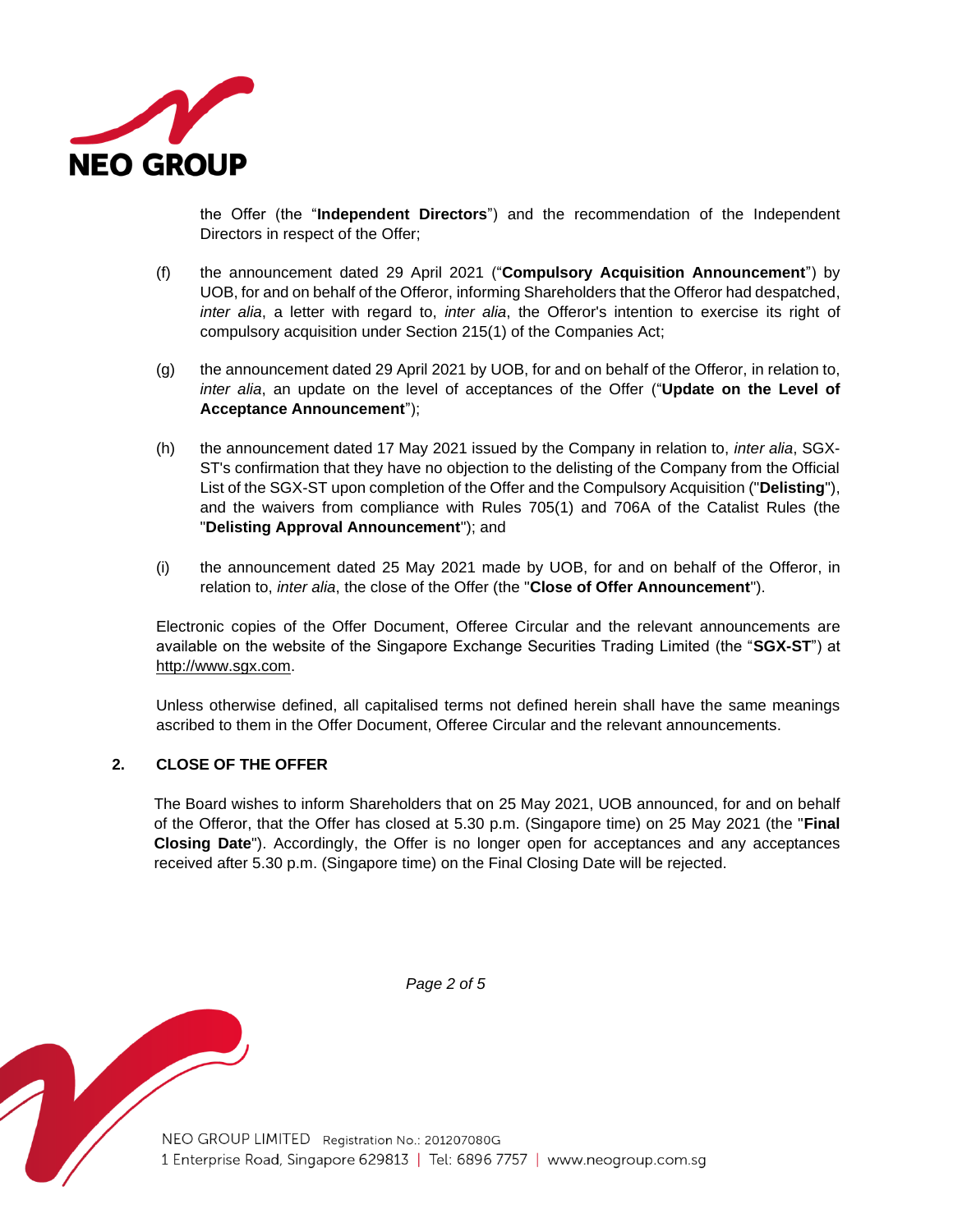the Offer (the "**Independent Directors**") and the recommendation of the Independent Directors in respect of the Offer;

(f) the announcement dated 29 April 2021 ("**Compulsory Acquisition Announcement**") by UOB, for and on behalf of the Offeror, informing Shareholders that the Offeror had despatched, *inter alia*, a letter with regard to, *inter alia*, the Offeror's intention to exercise its right of compulsory acquisition under Section 215(1) of the Companies Act;

(g) the announcement dated 29 April 2021 by UOB, for and on behalf of the Offeror, in relation to, *inter alia*, an update on the level of acceptances of the Offer ("**Update on the Level of Acceptance Announcement**");

(h) the announcement dated 17 May 2021 issued by the Company in relation to, *inter alia*, SGX-ST's confirmation that they have no objection to the delisting of the Company from the Official List of the SGX-ST upon completion of the Offer and the Compulsory Acquisition ("**Delisting**"), and the waivers from compliance with Rules 705(1) and 706A of the Catalist Rules (the "**Delisting Approval Announcement**"); and

(i) the announcement dated 25 May 2021 made by UOB, for and on behalf of the Offeror, in relation to, *inter alia*, the close of the Offer (the "**Close of Offer Announcement**").

Electronic copies of the Offer Document, Offeree Circular and the relevant announcements are available on the website of the Singapore Exchange Securities Trading Limited (the "**SGX-ST**") at http://www.sgx.com.

Unless otherwise defined, all capitalised terms not defined herein shall have the same meanings ascribed to them in the Offer Document, Offeree Circular and the relevant announcements.

## 2. CLOSE OF THE OFFER

The Board wishes to inform Shareholders that on 25 May 2021, UOB announced, for and on behalf of the Offeror, that the Offer has closed at 5.30 p.m. (Singapore time) on 25 May 2021 (the "**Final Closing Date**"). Accordingly, the Offer is no longer open for acceptances and any acceptances received after 5.30 p.m. (Singapore time) on the Final Closing Date will be rejected.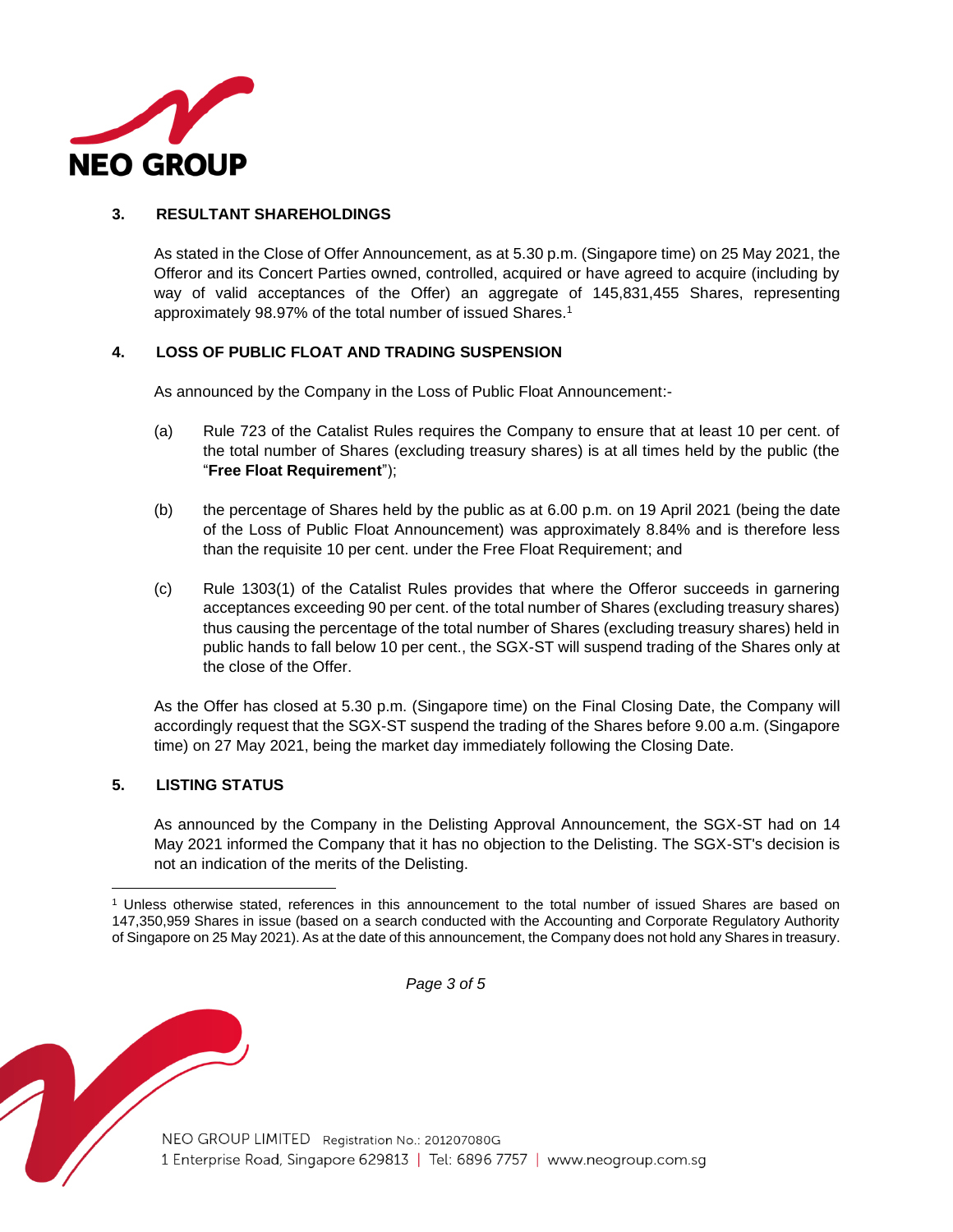## 3. RESULTANT SHAREHOLDINGS

As stated in the Close of Offer Announcement, as at 5.30 p.m. (Singapore time) on 25 May 2021, the Offeror and its Concert Parties owned, controlled, acquired or have agreed to acquire (including by way of valid acceptances of the Offer) an aggregate of 145,831,455 Shares, representing approximately 98.97% of the total number of issued Shares.[1]

## 4. LOSS OF PUBLIC FLOAT AND TRADING SUSPENSION

As announced by the Company in the Loss of Public Float Announcement:-

(a) Rule 723 of the Catalist Rules requires the Company to ensure that at least 10 per cent. of the total number of Shares (excluding treasury shares) is at all times held by the public (the "**Free Float Requirement**");

(b) the percentage of Shares held by the public as at 6.00 p.m. on 19 April 2021 (being the date of the Loss of Public Float Announcement) was approximately 8.84% and is therefore less than the requisite 10 per cent. under the Free Float Requirement; and

(c) Rule 1303(1) of the Catalist Rules provides that where the Offeror succeeds in garnering acceptances exceeding 90 per cent. of the total number of Shares (excluding treasury shares) thus causing the percentage of the total number of Shares (excluding treasury shares) held in public hands to fall below 10 per cent., the SGX-ST will suspend trading of the Shares only at the close of the Offer.

As the Offer has closed at 5.30 p.m. (Singapore time) on the Final Closing Date, the Company will accordingly request that the SGX-ST suspend the trading of the Shares before 9.00 a.m. (Singapore time) on 27 May 2021, being the market day immediately following the Closing Date.

## 5. LISTING STATUS

As announced by the Company in the Delisting Approval Announcement, the SGX-ST had on 14 May 2021 informed the Company that it has no objection to the Delisting. The SGX-ST's decision is not an indication of the merits of the Delisting.

---

[1] Unless otherwise stated, references in this announcement to the total number of issued Shares are based on 147,350,959 Shares in issue (based on a search conducted with the Accounting and Corporate Regulatory Authority of Singapore on 25 May 2021). As at the date of this announcement, the Company does not hold any Shares in treasury.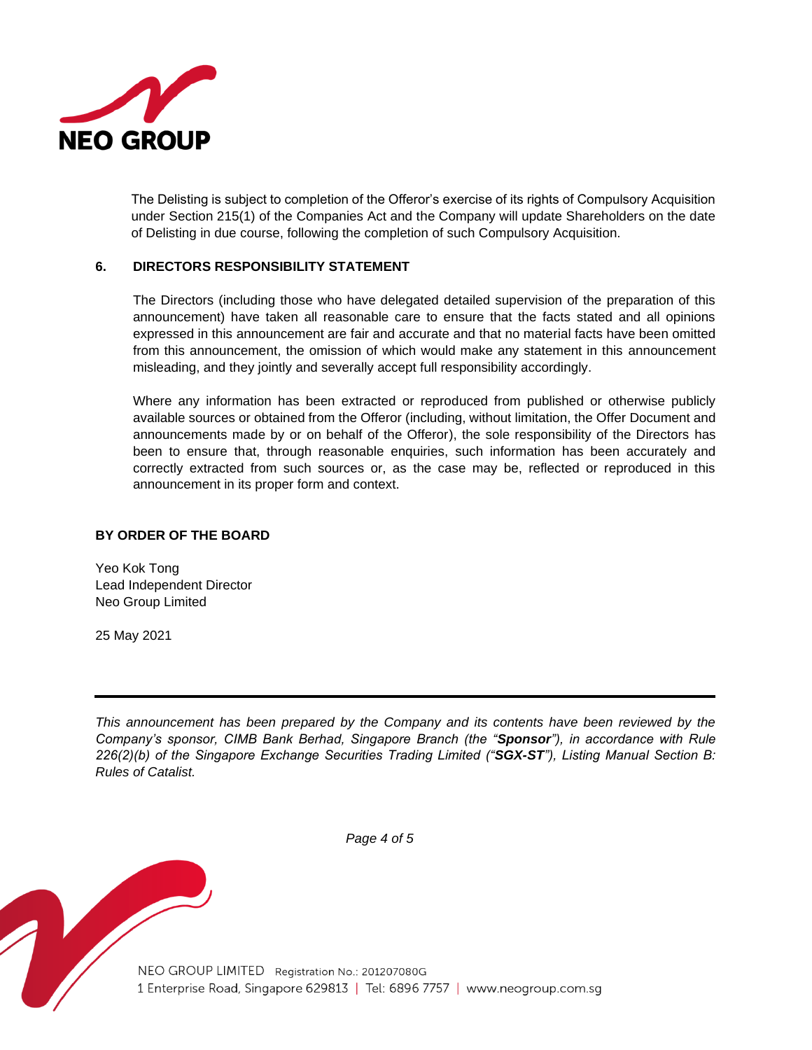The Delisting is subject to completion of the Offeror's exercise of its rights of Compulsory Acquisition under Section 215(1) of the Companies Act and the Company will update Shareholders on the date of Delisting in due course, following the completion of such Compulsory Acquisition.

## 6. DIRECTORS RESPONSIBILITY STATEMENT

The Directors (including those who have delegated detailed supervision of the preparation of this announcement) have taken all reasonable care to ensure that the facts stated and all opinions expressed in this announcement are fair and accurate and that no material facts have been omitted from this announcement, the omission of which would make any statement in this announcement misleading, and they jointly and severally accept full responsibility accordingly.

Where any information has been extracted or reproduced from published or otherwise publicly available sources or obtained from the Offeror (including, without limitation, the Offer Document and announcements made by or on behalf of the Offeror), the sole responsibility of the Directors has been to ensure that, through reasonable enquiries, such information has been accurately and correctly extracted from such sources or, as the case may be, reflected or reproduced in this announcement in its proper form and context.

**BY ORDER OF THE BOARD**

Yeo Kok Tong
Lead Independent Director
Neo Group Limited

25 May 2021

---

*This announcement has been prepared by the Company and its contents have been reviewed by the Company's sponsor, CIMB Bank Berhad, Singapore Branch (the "**Sponsor**"), in accordance with Rule 226(2)(b) of the Singapore Exchange Securities Trading Limited ("**SGX-ST**"), Listing Manual Section B: Rules of Catalist.*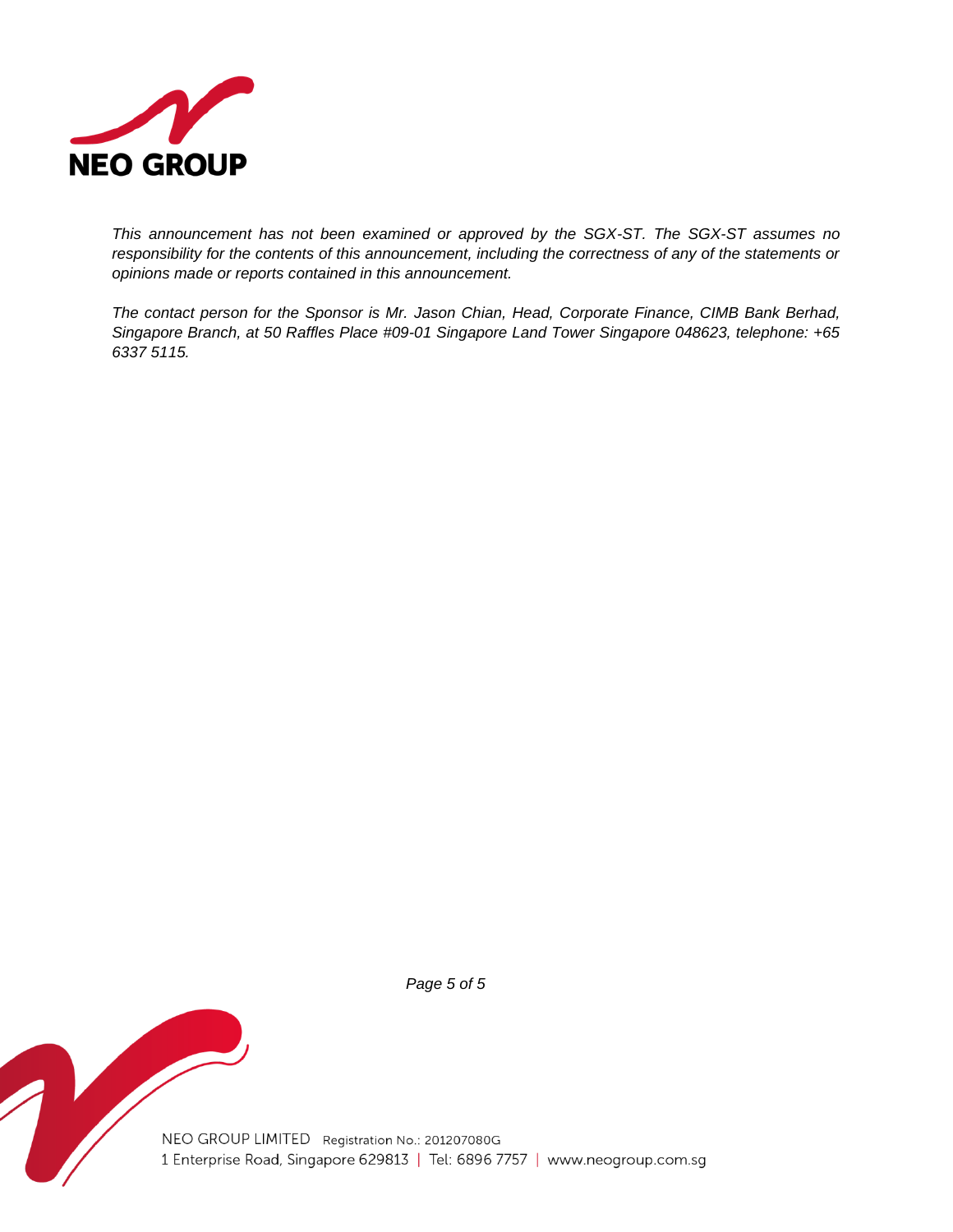*This announcement has not been examined or approved by the SGX-ST. The SGX-ST assumes no responsibility for the contents of this announcement, including the correctness of any of the statements or opinions made or reports contained in this announcement.*

*The contact person for the Sponsor is Mr. Jason Chian, Head, Corporate Finance, CIMB Bank Berhad, Singapore Branch, at 50 Raffles Place #09-01 Singapore Land Tower Singapore 048623, telephone: +65 6337 5115.*